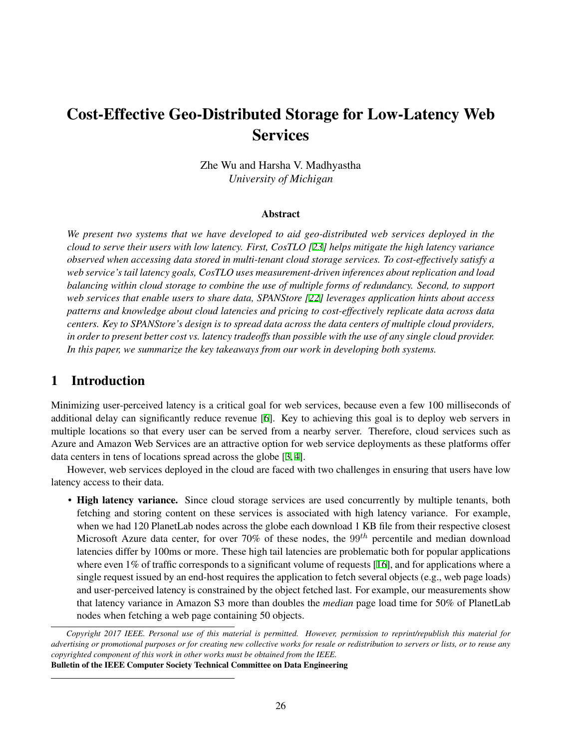# Cost-Effective Geo-Distributed Storage for Low-Latency Web Services

Zhe Wu and Harsha V. Madhyastha
*University of Michigan*

## Abstract

*We present two systems that we have developed to aid geo-distributed web services deployed in the cloud to serve their users with low latency. First, CosTLO [23] helps mitigate the high latency variance observed when accessing data stored in multi-tenant cloud storage services. To cost-effectively satisfy a web service's tail latency goals, CosTLO uses measurement-driven inferences about replication and load balancing within cloud storage to combine the use of multiple forms of redundancy. Second, to support web services that enable users to share data, SPANStore [22] leverages application hints about access patterns and knowledge about cloud latencies and pricing to cost-effectively replicate data across data centers. Key to SPANStore's design is to spread data across the data centers of multiple cloud providers, in order to present better cost vs. latency tradeoffs than possible with the use of any single cloud provider. In this paper, we summarize the key takeaways from our work in developing both systems.*

## 1 Introduction

Minimizing user-perceived latency is a critical goal for web services, because even a few 100 milliseconds of additional delay can significantly reduce revenue [6]. Key to achieving this goal is to deploy web servers in multiple locations so that every user can be served from a nearby server. Therefore, cloud services such as Azure and Amazon Web Services are an attractive option for web service deployments as these platforms offer data centers in tens of locations spread across the globe [3, 4].

However, web services deployed in the cloud are faced with two challenges in ensuring that users have low latency access to their data.

- **High latency variance.** Since cloud storage services are used concurrently by multiple tenants, both fetching and storing content on these services is associated with high latency variance. For example, when we had 120 PlanetLab nodes across the globe each download 1 KB file from their respective closest Microsoft Azure data center, for over 70% of these nodes, the $99^{th}$ percentile and median download latencies differ by 100ms or more. These high tail latencies are problematic both for popular applications where even 1% of traffic corresponds to a significant volume of requests [16], and for applications where a single request issued by an end-host requires the application to fetch several objects (e.g., web page loads) and user-perceived latency is constrained by the object fetched last. For example, our measurements show that latency variance in Amazon S3 more than doubles the *median* page load time for 50% of PlanetLab nodes when fetching a web page containing 50 objects.

---

*Copyright 2017 IEEE. Personal use of this material is permitted. However, permission to reprint/republish this material for advertising or promotional purposes or for creating new collective works for resale or redistribution to servers or lists, or to reuse any copyrighted component of this work in other works must be obtained from the IEEE.*
**Bulletin of the IEEE Computer Society Technical Committee on Data Engineering**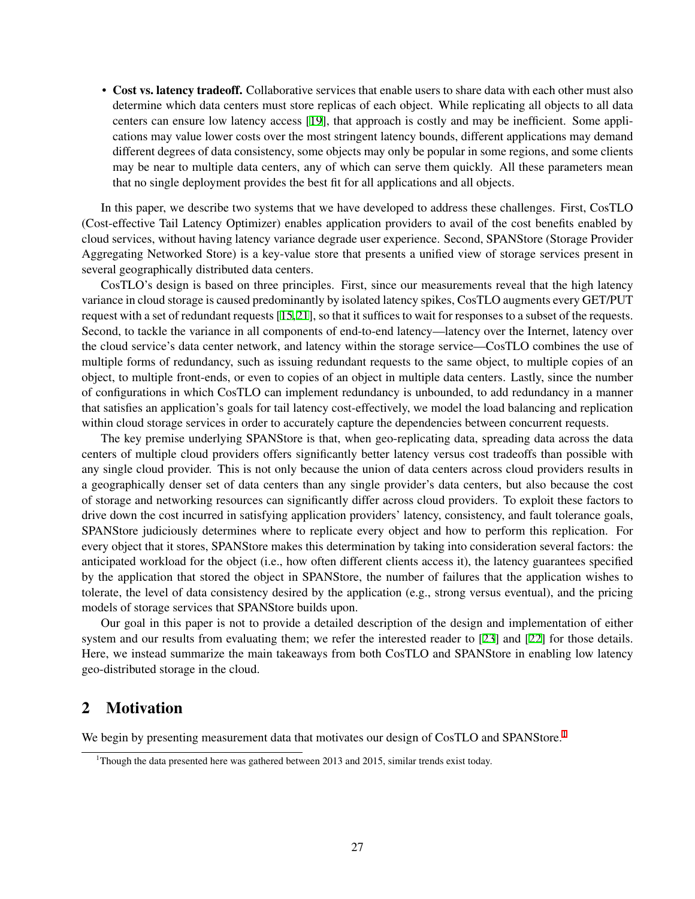- **Cost vs. latency tradeoff.** Collaborative services that enable users to share data with each other must also determine which data centers must store replicas of each object. While replicating all objects to all data centers can ensure low latency access [19], that approach is costly and may be inefficient. Some applications may value lower costs over the most stringent latency bounds, different applications may demand different degrees of data consistency, some objects may only be popular in some regions, and some clients may be near to multiple data centers, any of which can serve them quickly. All these parameters mean that no single deployment provides the best fit for all applications and all objects.

In this paper, we describe two systems that we have developed to address these challenges. First, CosTLO (Cost-effective Tail Latency Optimizer) enables application providers to avail of the cost benefits enabled by cloud services, without having latency variance degrade user experience. Second, SPANStore (Storage Provider Aggregating Networked Store) is a key-value store that presents a unified view of storage services present in several geographically distributed data centers.

CosTLO's design is based on three principles. First, since our measurements reveal that the high latency variance in cloud storage is caused predominantly by isolated latency spikes, CosTLO augments every GET/PUT request with a set of redundant requests [15,21], so that it suffices to wait for responses to a subset of the requests. Second, to tackle the variance in all components of end-to-end latency—latency over the Internet, latency over the cloud service's data center network, and latency within the storage service—CosTLO combines the use of multiple forms of redundancy, such as issuing redundant requests to the same object, to multiple copies of an object, to multiple front-ends, or even to copies of an object in multiple data centers. Lastly, since the number of configurations in which CosTLO can implement redundancy is unbounded, to add redundancy in a manner that satisfies an application's goals for tail latency cost-effectively, we model the load balancing and replication within cloud storage services in order to accurately capture the dependencies between concurrent requests.

The key premise underlying SPANStore is that, when geo-replicating data, spreading data across the data centers of multiple cloud providers offers significantly better latency versus cost tradeoffs than possible with any single cloud provider. This is not only because the union of data centers across cloud providers results in a geographically denser set of data centers than any single provider's data centers, but also because the cost of storage and networking resources can significantly differ across cloud providers. To exploit these factors to drive down the cost incurred in satisfying application providers' latency, consistency, and fault tolerance goals, SPANStore judiciously determines where to replicate every object and how to perform this replication. For every object that it stores, SPANStore makes this determination by taking into consideration several factors: the anticipated workload for the object (i.e., how often different clients access it), the latency guarantees specified by the application that stored the object in SPANStore, the number of failures that the application wishes to tolerate, the level of data consistency desired by the application (e.g., strong versus eventual), and the pricing models of storage services that SPANStore builds upon.

Our goal in this paper is not to provide a detailed description of the design and implementation of either system and our results from evaluating them; we refer the interested reader to [23] and [22] for those details. Here, we instead summarize the main takeaways from both CosTLO and SPANStore in enabling low latency geo-distributed storage in the cloud.

## 2 Motivation

We begin by presenting measurement data that motivates our design of CosTLO and SPANStore.[1]

[1] Though the data presented here was gathered between 2013 and 2015, similar trends exist today.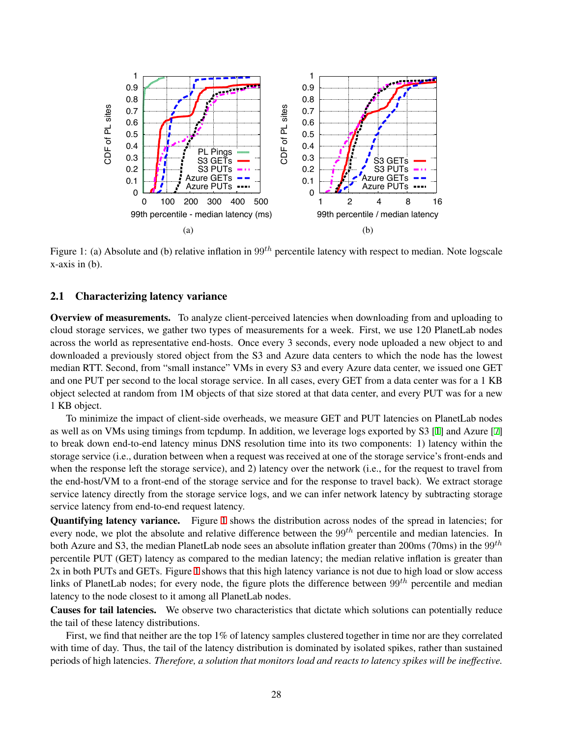Figure 1: (a) Absolute and (b) relative inflation in $99^{th}$ percentile latency with respect to median. Note logscale x-axis in (b).

### 2.1 Characterizing latency variance

**Overview of measurements.** To analyze client-perceived latencies when downloading from and uploading to cloud storage services, we gather two types of measurements for a week. First, we use 120 PlanetLab nodes across the world as representative end-hosts. Once every 3 seconds, every node uploaded a new object to and downloaded a previously stored object from the S3 and Azure data centers to which the node has the lowest median RTT. Second, from "small instance" VMs in every S3 and every Azure data center, we issued one GET and one PUT per second to the local storage service. In all cases, every GET from a data center was for a 1 KB object selected at random from 1M objects of that size stored at that data center, and every PUT was for a new 1 KB object.

To minimize the impact of client-side overheads, we measure GET and PUT latencies on PlanetLab nodes as well as on VMs using timings from tcpdump. In addition, we leverage logs exported by S3 [1] and Azure [7] to break down end-to-end latency minus DNS resolution time into two components: 1) latency within the storage service (i.e., duration between when a request was received at one of the storage service's front-ends and when the response left the storage service), and 2) latency over the network (i.e., for the request to travel from the end-host/VM to a front-end of the storage service and for the response to travel back). We extract storage service latency directly from the storage service logs, and we can infer network latency by subtracting storage service latency from end-to-end request latency.

**Quantifying latency variance.** Figure 1 shows the distribution across nodes of the spread in latencies; for every node, we plot the absolute and relative difference between the $99^{th}$ percentile and median latencies. In both Azure and S3, the median PlanetLab node sees an absolute inflation greater than 200ms (70ms) in the $99^{th}$ percentile PUT (GET) latency as compared to the median latency; the median relative inflation is greater than 2x in both PUTs and GETs. Figure 1 shows that this high latency variance is not due to high load or slow access links of PlanetLab nodes; for every node, the figure plots the difference between $99^{th}$ percentile and median latency to the node closest to it among all PlanetLab nodes.

**Causes for tail latencies.** We observe two characteristics that dictate which solutions can potentially reduce the tail of these latency distributions.

First, we find that neither are the top 1% of latency samples clustered together in time nor are they correlated with time of day. Thus, the tail of the latency distribution is dominated by isolated spikes, rather than sustained periods of high latencies. *Therefore, a solution that monitors load and reacts to latency spikes will be ineffective.*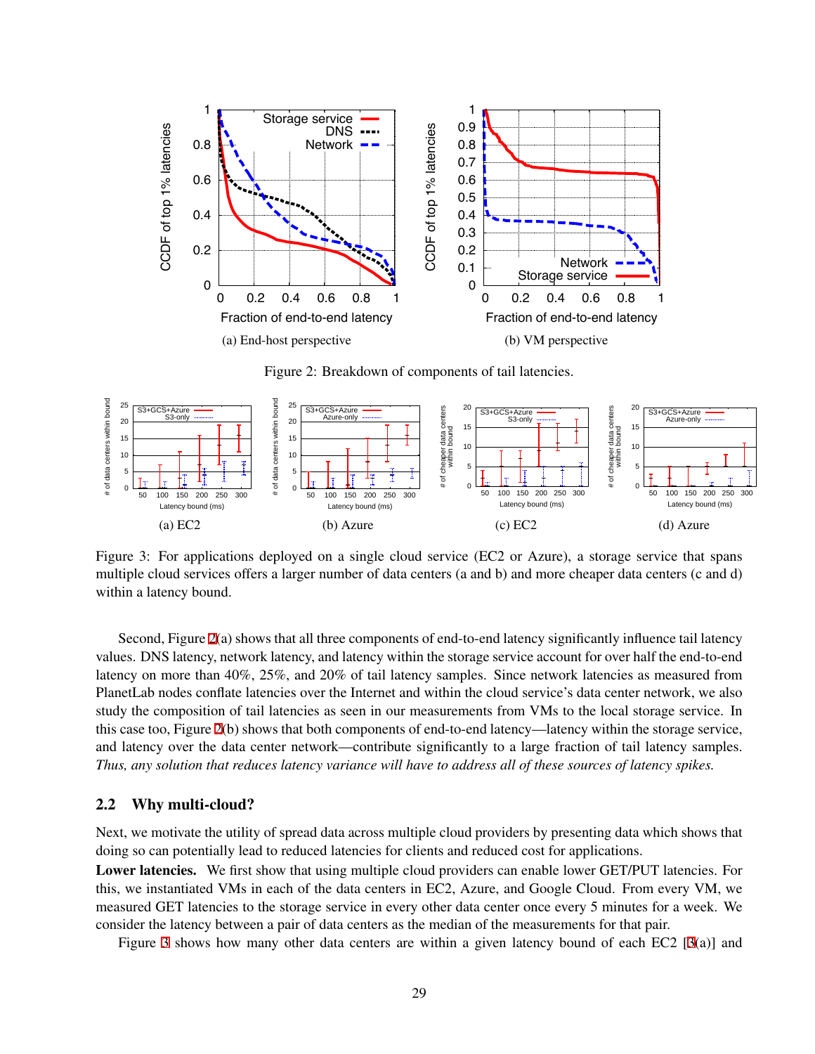(a) End-host perspective

(b) VM perspective

Figure 2: Breakdown of components of tail latencies.

(a) EC2

(b) Azure

(c) EC2

(d) Azure

Figure 3: For applications deployed on a single cloud service (EC2 or Azure), a storage service that spans multiple cloud services offers a larger number of data centers (a and b) and more cheaper data centers (c and d) within a latency bound.

Second, Figure 2(a) shows that all three components of end-to-end latency significantly influence tail latency values. DNS latency, network latency, and latency within the storage service account for over half the end-to-end latency on more than 40%, 25%, and 20% of tail latency samples. Since network latencies as measured from PlanetLab nodes conflate latencies over the Internet and within the cloud service's data center network, we also study the composition of tail latencies as seen in our measurements from VMs to the local storage service. In this case too, Figure 2(b) shows that both components of end-to-end latency—latency within the storage service, and latency over the data center network—contribute significantly to a large fraction of tail latency samples. *Thus, any solution that reduces latency variance will have to address all of these sources of latency spikes.*

## 2.2 Why multi-cloud?

Next, we motivate the utility of spread data across multiple cloud providers by presenting data which shows that doing so can potentially lead to reduced latencies for clients and reduced cost for applications.

**Lower latencies.** We first show that using multiple cloud providers can enable lower GET/PUT latencies. For this, we instantiated VMs in each of the data centers in EC2, Azure, and Google Cloud. From every VM, we measured GET latencies to the storage service in every other data center once every 5 minutes for a week. We consider the latency between a pair of data centers as the median of the measurements for that pair.

Figure 3 shows how many other data centers are within a given latency bound of each EC2 [3(a)] and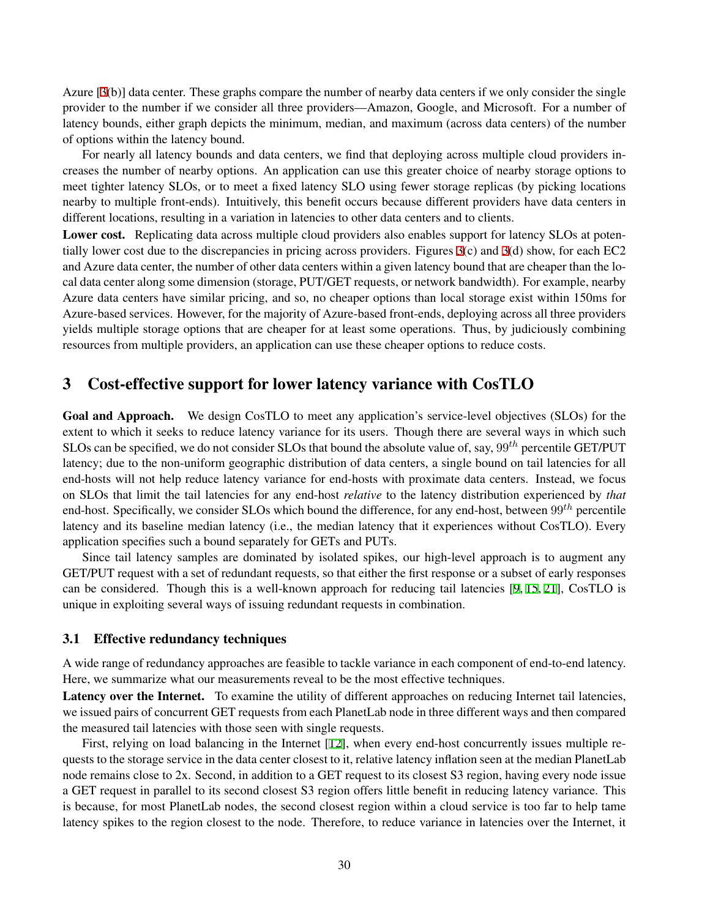Azure [3(b)] data center. These graphs compare the number of nearby data centers if we only consider the single provider to the number if we consider all three providers—Amazon, Google, and Microsoft. For a number of latency bounds, either graph depicts the minimum, median, and maximum (across data centers) of the number of options within the latency bound.

For nearly all latency bounds and data centers, we find that deploying across multiple cloud providers increases the number of nearby options. An application can use this greater choice of nearby storage options to meet tighter latency SLOs, or to meet a fixed latency SLO using fewer storage replicas (by picking locations nearby to multiple front-ends). Intuitively, this benefit occurs because different providers have data centers in different locations, resulting in a variation in latencies to other data centers and to clients.

**Lower cost.** Replicating data across multiple cloud providers also enables support for latency SLOs at potentially lower cost due to the discrepancies in pricing across providers. Figures 3(c) and 3(d) show, for each EC2 and Azure data center, the number of other data centers within a given latency bound that are cheaper than the local data center along some dimension (storage, PUT/GET requests, or network bandwidth). For example, nearby Azure data centers have similar pricing, and so, no cheaper options than local storage exist within 150ms for Azure-based services. However, for the majority of Azure-based front-ends, deploying across all three providers yields multiple storage options that are cheaper for at least some operations. Thus, by judiciously combining resources from multiple providers, an application can use these cheaper options to reduce costs.

## 3 Cost-effective support for lower latency variance with CosTLO

**Goal and Approach.** We design CosTLO to meet any application's service-level objectives (SLOs) for the extent to which it seeks to reduce latency variance for its users. Though there are several ways in which such SLOs can be specified, we do not consider SLOs that bound the absolute value of, say, $99^{th}$ percentile GET/PUT latency; due to the non-uniform geographic distribution of data centers, a single bound on tail latencies for all end-hosts will not help reduce latency variance for end-hosts with proximate data centers. Instead, we focus on SLOs that limit the tail latencies for any end-host *relative* to the latency distribution experienced by *that* end-host. Specifically, we consider SLOs which bound the difference, for any end-host, between $99^{th}$ percentile latency and its baseline median latency (i.e., the median latency that it experiences without CosTLO). Every application specifies such a bound separately for GETs and PUTs.

Since tail latency samples are dominated by isolated spikes, our high-level approach is to augment any GET/PUT request with a set of redundant requests, so that either the first response or a subset of early responses can be considered. Though this is a well-known approach for reducing tail latencies [9, 15, 21], CosTLO is unique in exploiting several ways of issuing redundant requests in combination.

### 3.1 Effective redundancy techniques

A wide range of redundancy approaches are feasible to tackle variance in each component of end-to-end latency. Here, we summarize what our measurements reveal to be the most effective techniques.

**Latency over the Internet.** To examine the utility of different approaches on reducing Internet tail latencies, we issued pairs of concurrent GET requests from each PlanetLab node in three different ways and then compared the measured tail latencies with those seen with single requests.

First, relying on load balancing in the Internet [12], when every end-host concurrently issues multiple requests to the storage service in the data center closest to it, relative latency inflation seen at the median PlanetLab node remains close to 2x. Second, in addition to a GET request to its closest S3 region, having every node issue a GET request in parallel to its second closest S3 region offers little benefit in reducing latency variance. This is because, for most PlanetLab nodes, the second closest region within a cloud service is too far to help tame latency spikes to the region closest to the node. Therefore, to reduce variance in latencies over the Internet, it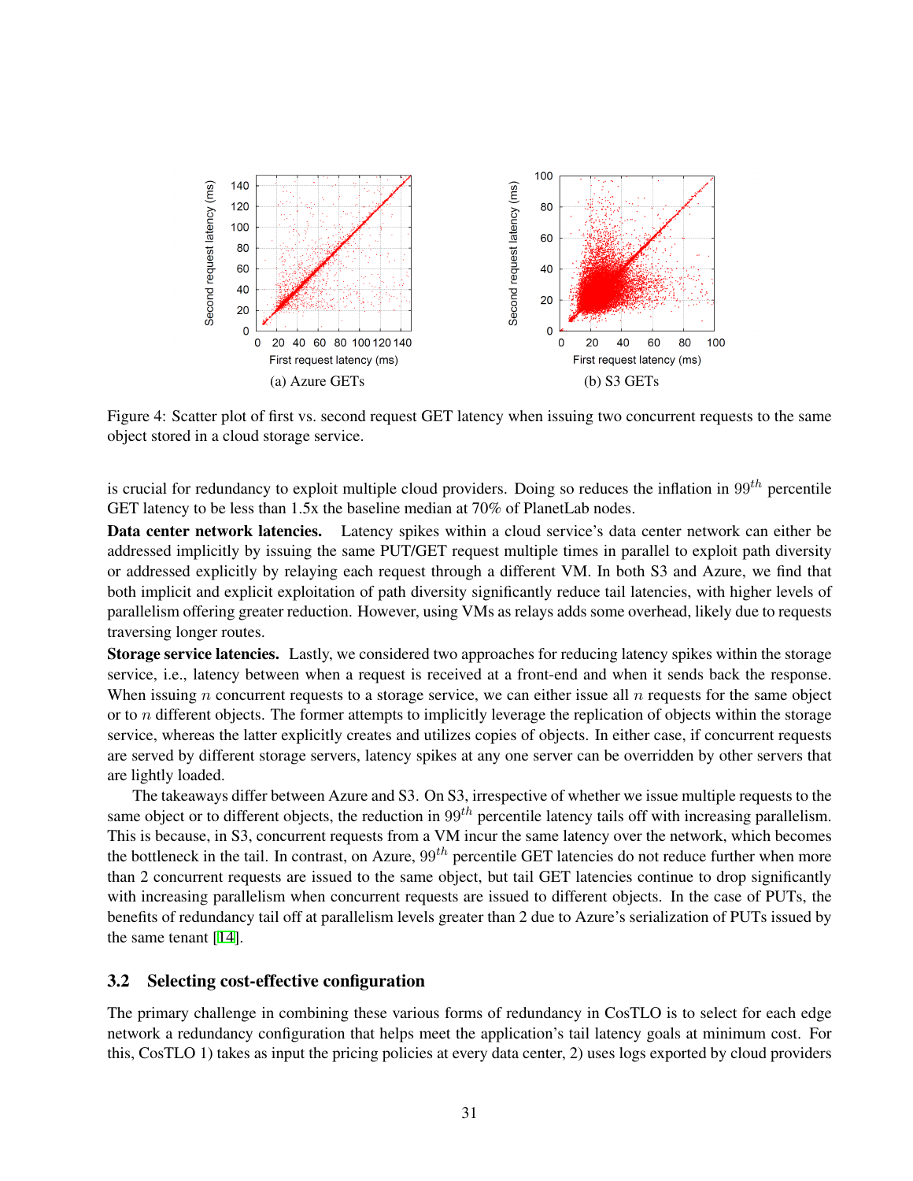(a) Azure GETs

(b) S3 GETs

Figure 4: Scatter plot of first vs. second request GET latency when issuing two concurrent requests to the same object stored in a cloud storage service.

is crucial for redundancy to exploit multiple cloud providers. Doing so reduces the inflation in $99^{th}$ percentile GET latency to be less than 1.5x the baseline median at 70% of PlanetLab nodes.

**Data center network latencies.** Latency spikes within a cloud service's data center network can either be addressed implicitly by issuing the same PUT/GET request multiple times in parallel to exploit path diversity or addressed explicitly by relaying each request through a different VM. In both S3 and Azure, we find that both implicit and explicit exploitation of path diversity significantly reduce tail latencies, with higher levels of parallelism offering greater reduction. However, using VMs as relays adds some overhead, likely due to requests traversing longer routes.

**Storage service latencies.** Lastly, we considered two approaches for reducing latency spikes within the storage service, i.e., latency between when a request is received at a front-end and when it sends back the response. When issuing $n$ concurrent requests to a storage service, we can either issue all $n$ requests for the same object or to $n$ different objects. The former attempts to implicitly leverage the replication of objects within the storage service, whereas the latter explicitly creates and utilizes copies of objects. In either case, if concurrent requests are served by different storage servers, latency spikes at any one server can be overridden by other servers that are lightly loaded.

The takeaways differ between Azure and S3. On S3, irrespective of whether we issue multiple requests to the same object or to different objects, the reduction in $99^{th}$ percentile latency tails off with increasing parallelism. This is because, in S3, concurrent requests from a VM incur the same latency over the network, which becomes the bottleneck in the tail. In contrast, on Azure, $99^{th}$ percentile GET latencies do not reduce further when more than 2 concurrent requests are issued to the same object, but tail GET latencies continue to drop significantly with increasing parallelism when concurrent requests are issued to different objects. In the case of PUTs, the benefits of redundancy tail off at parallelism levels greater than 2 due to Azure's serialization of PUTs issued by the same tenant [14].

## 3.2 Selecting cost-effective configuration

The primary challenge in combining these various forms of redundancy in CosTLO is to select for each edge network a redundancy configuration that helps meet the application's tail latency goals at minimum cost. For this, CosTLO 1) takes as input the pricing policies at every data center, 2) uses logs exported by cloud providers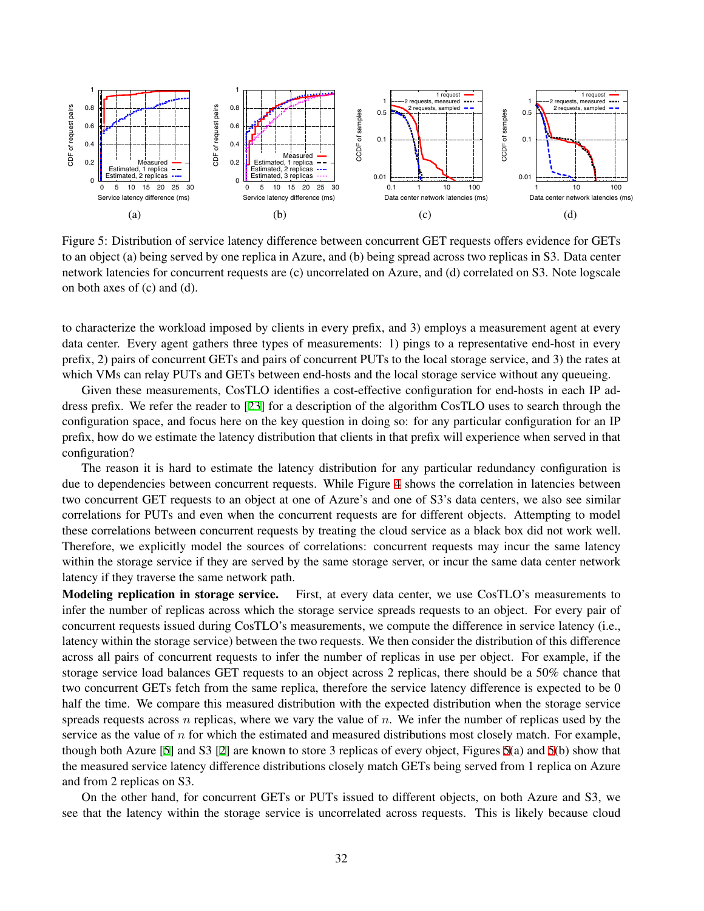Figure 5: Distribution of service latency difference between concurrent GET requests offers evidence for GETs to an object (a) being served by one replica in Azure, and (b) being spread across two replicas in S3. Data center network latencies for concurrent requests are (c) uncorrelated on Azure, and (d) correlated on S3. Note logscale on both axes of (c) and (d).

to characterize the workload imposed by clients in every prefix, and 3) employs a measurement agent at every data center. Every agent gathers three types of measurements: 1) pings to a representative end-host in every prefix, 2) pairs of concurrent GETs and pairs of concurrent PUTs to the local storage service, and 3) the rates at which VMs can relay PUTs and GETs between end-hosts and the local storage service without any queueing.

Given these measurements, CosTLO identifies a cost-effective configuration for end-hosts in each IP address prefix. We refer the reader to [23] for a description of the algorithm CosTLO uses to search through the configuration space, and focus here on the key question in doing so: for any particular configuration for an IP prefix, how do we estimate the latency distribution that clients in that prefix will experience when served in that configuration?

The reason it is hard to estimate the latency distribution for any particular redundancy configuration is due to dependencies between concurrent requests. While Figure 4 shows the correlation in latencies between two concurrent GET requests to an object at one of Azure's and one of S3's data centers, we also see similar correlations for PUTs and even when the concurrent requests are for different objects. Attempting to model these correlations between concurrent requests by treating the cloud service as a black box did not work well. Therefore, we explicitly model the sources of correlations: concurrent requests may incur the same latency within the storage service if they are served by the same storage server, or incur the same data center network latency if they traverse the same network path.

**Modeling replication in storage service.** First, at every data center, we use CosTLO's measurements to infer the number of replicas across which the storage service spreads requests to an object. For every pair of concurrent requests issued during CosTLO's measurements, we compute the difference in service latency (i.e., latency within the storage service) between the two requests. We then consider the distribution of this difference across all pairs of concurrent requests to infer the number of replicas in use per object. For example, if the storage service load balances GET requests to an object across 2 replicas, there should be a 50% chance that two concurrent GETs fetch from the same replica, therefore the service latency difference is expected to be 0 half the time. We compare this measured distribution with the expected distribution when the storage service spreads requests across $n$ replicas, where we vary the value of $n$. We infer the number of replicas used by the service as the value of $n$ for which the estimated and measured distributions most closely match. For example, though both Azure [5] and S3 [2] are known to store 3 replicas of every object, Figures 5(a) and 5(b) show that the measured service latency difference distributions closely match GETs being served from 1 replica on Azure and from 2 replicas on S3.

On the other hand, for concurrent GETs or PUTs issued to different objects, on both Azure and S3, we see that the latency within the storage service is uncorrelated across requests. This is likely because cloud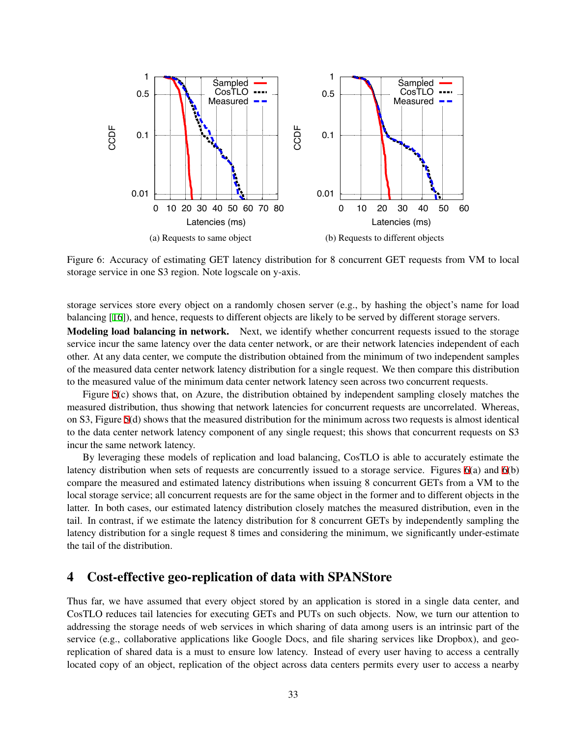(a) Requests to same object

(b) Requests to different objects

Figure 6: Accuracy of estimating GET latency distribution for 8 concurrent GET requests from VM to local storage service in one S3 region. Note logscale on y-axis.

storage services store every object on a randomly chosen server (e.g., by hashing the object's name for load balancing [16]), and hence, requests to different objects are likely to be served by different storage servers.

**Modeling load balancing in network.** Next, we identify whether concurrent requests issued to the storage service incur the same latency over the data center network, or are their network latencies independent of each other. At any data center, we compute the distribution obtained from the minimum of two independent samples of the measured data center network latency distribution for a single request. We then compare this distribution to the measured value of the minimum data center network latency seen across two concurrent requests.

Figure 5(c) shows that, on Azure, the distribution obtained by independent sampling closely matches the measured distribution, thus showing that network latencies for concurrent requests are uncorrelated. Whereas, on S3, Figure 5(d) shows that the measured distribution for the minimum across two requests is almost identical to the data center network latency component of any single request; this shows that concurrent requests on S3 incur the same network latency.

By leveraging these models of replication and load balancing, CosTLO is able to accurately estimate the latency distribution when sets of requests are concurrently issued to a storage service. Figures 6(a) and 6(b) compare the measured and estimated latency distributions when issuing 8 concurrent GETs from a VM to the local storage service; all concurrent requests are for the same object in the former and to different objects in the latter. In both cases, our estimated latency distribution closely matches the measured distribution, even in the tail. In contrast, if we estimate the latency distribution for 8 concurrent GETs by independently sampling the latency distribution for a single request 8 times and considering the minimum, we significantly under-estimate the tail of the distribution.

## 4 Cost-effective geo-replication of data with SPANStore

Thus far, we have assumed that every object stored by an application is stored in a single data center, and CosTLO reduces tail latencies for executing GETs and PUTs on such objects. Now, we turn our attention to addressing the storage needs of web services in which sharing of data among users is an intrinsic part of the service (e.g., collaborative applications like Google Docs, and file sharing services like Dropbox), and geo-replication of shared data is a must to ensure low latency. Instead of every user having to access a centrally located copy of an object, replication of the object across data centers permits every user to access a nearby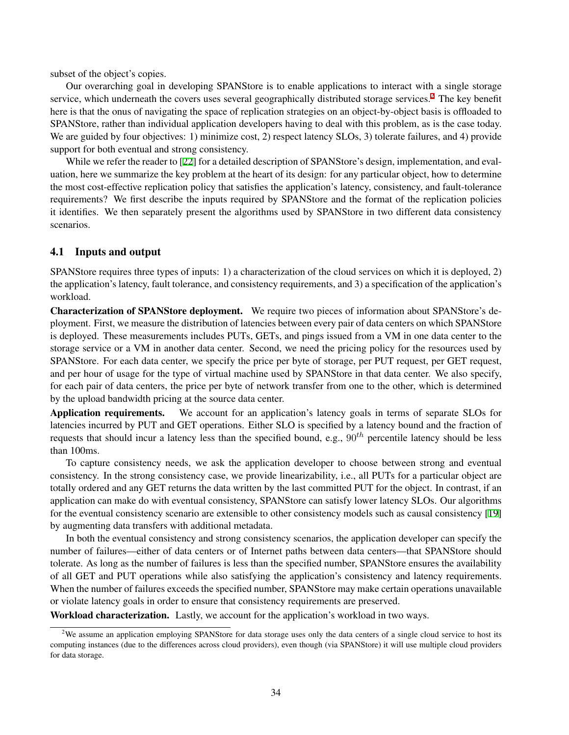subset of the object's copies.

Our overarching goal in developing SPANStore is to enable applications to interact with a single storage service, which underneath the covers uses several geographically distributed storage services.[2] The key benefit here is that the onus of navigating the space of replication strategies on an object-by-object basis is offloaded to SPANStore, rather than individual application developers having to deal with this problem, as is the case today. We are guided by four objectives: 1) minimize cost, 2) respect latency SLOs, 3) tolerate failures, and 4) provide support for both eventual and strong consistency.

While we refer the reader to [22] for a detailed description of SPANStore's design, implementation, and evaluation, here we summarize the key problem at the heart of its design: for any particular object, how to determine the most cost-effective replication policy that satisfies the application's latency, consistency, and fault-tolerance requirements? We first describe the inputs required by SPANStore and the format of the replication policies it identifies. We then separately present the algorithms used by SPANStore in two different data consistency scenarios.

### 4.1 Inputs and output

SPANStore requires three types of inputs: 1) a characterization of the cloud services on which it is deployed, 2) the application's latency, fault tolerance, and consistency requirements, and 3) a specification of the application's workload.

**Characterization of SPANStore deployment.** We require two pieces of information about SPANStore's deployment. First, we measure the distribution of latencies between every pair of data centers on which SPANStore is deployed. These measurements includes PUTs, GETs, and pings issued from a VM in one data center to the storage service or a VM in another data center. Second, we need the pricing policy for the resources used by SPANStore. For each data center, we specify the price per byte of storage, per PUT request, per GET request, and per hour of usage for the type of virtual machine used by SPANStore in that data center. We also specify, for each pair of data centers, the price per byte of network transfer from one to the other, which is determined by the upload bandwidth pricing at the source data center.

**Application requirements.** We account for an application's latency goals in terms of separate SLOs for latencies incurred by PUT and GET operations. Either SLO is specified by a latency bound and the fraction of requests that should incur a latency less than the specified bound, e.g., $90^{th}$ percentile latency should be less than 100ms.

To capture consistency needs, we ask the application developer to choose between strong and eventual consistency. In the strong consistency case, we provide linearizability, i.e., all PUTs for a particular object are totally ordered and any GET returns the data written by the last committed PUT for the object. In contrast, if an application can make do with eventual consistency, SPANStore can satisfy lower latency SLOs. Our algorithms for the eventual consistency scenario are extensible to other consistency models such as causal consistency [19] by augmenting data transfers with additional metadata.

In both the eventual consistency and strong consistency scenarios, the application developer can specify the number of failures—either of data centers or of Internet paths between data centers—that SPANStore should tolerate. As long as the number of failures is less than the specified number, SPANStore ensures the availability of all GET and PUT operations while also satisfying the application's consistency and latency requirements. When the number of failures exceeds the specified number, SPANStore may make certain operations unavailable or violate latency goals in order to ensure that consistency requirements are preserved.

**Workload characterization.** Lastly, we account for the application's workload in two ways.

[2] We assume an application employing SPANStore for data storage uses only the data centers of a single cloud service to host its computing instances (due to the differences across cloud providers), even though (via SPANStore) it will use multiple cloud providers for data storage.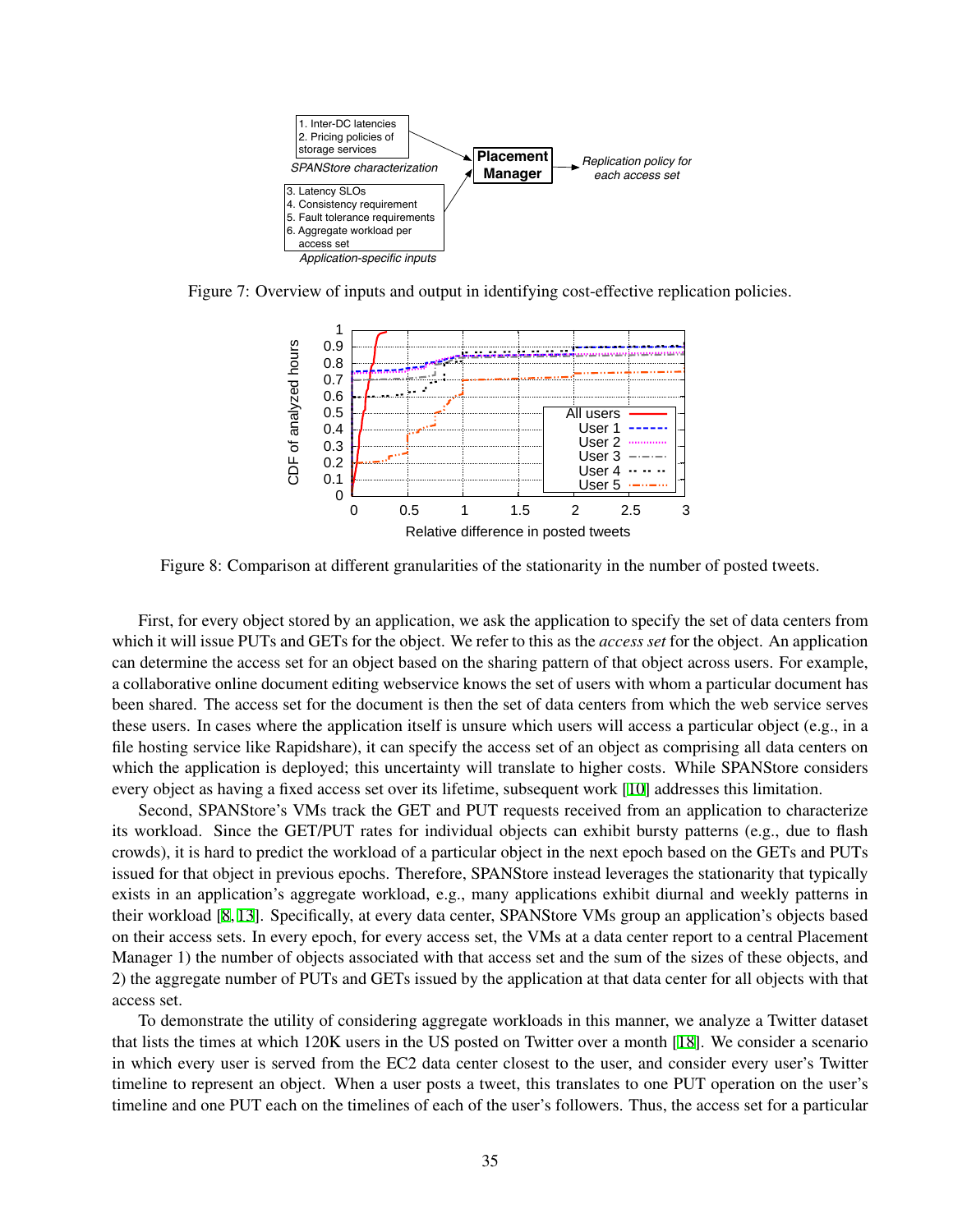Figure 7: Overview of inputs and output in identifying cost-effective replication policies.

Figure 8: Comparison at different granularities of the stationarity in the number of posted tweets.

First, for every object stored by an application, we ask the application to specify the set of data centers from which it will issue PUTs and GETs for the object. We refer to this as the *access set* for the object. An application can determine the access set for an object based on the sharing pattern of that object across users. For example, a collaborative online document editing webservice knows the set of users with whom a particular document has been shared. The access set for the document is then the set of data centers from which the web service serves these users. In cases where the application itself is unsure which users will access a particular object (e.g., in a file hosting service like Rapidshare), it can specify the access set of an object as comprising all data centers on which the application is deployed; this uncertainty will translate to higher costs. While SPANStore considers every object as having a fixed access set over its lifetime, subsequent work [10] addresses this limitation.

Second, SPANStore's VMs track the GET and PUT requests received from an application to characterize its workload. Since the GET/PUT rates for individual objects can exhibit bursty patterns (e.g., due to flash crowds), it is hard to predict the workload of a particular object in the next epoch based on the GETs and PUTs issued for that object in previous epochs. Therefore, SPANStore instead leverages the stationarity that typically exists in an application's aggregate workload, e.g., many applications exhibit diurnal and weekly patterns in their workload [8, 13]. Specifically, at every data center, SPANStore VMs group an application's objects based on their access sets. In every epoch, for every access set, the VMs at a data center report to a central Placement Manager 1) the number of objects associated with that access set and the sum of the sizes of these objects, and 2) the aggregate number of PUTs and GETs issued by the application at that data center for all objects with that access set.

To demonstrate the utility of considering aggregate workloads in this manner, we analyze a Twitter dataset that lists the times at which 120K users in the US posted on Twitter over a month [18]. We consider a scenario in which every user is served from the EC2 data center closest to the user, and consider every user's Twitter timeline to represent an object. When a user posts a tweet, this translates to one PUT operation on the user's timeline and one PUT each on the timelines of each of the user's followers. Thus, the access set for a particular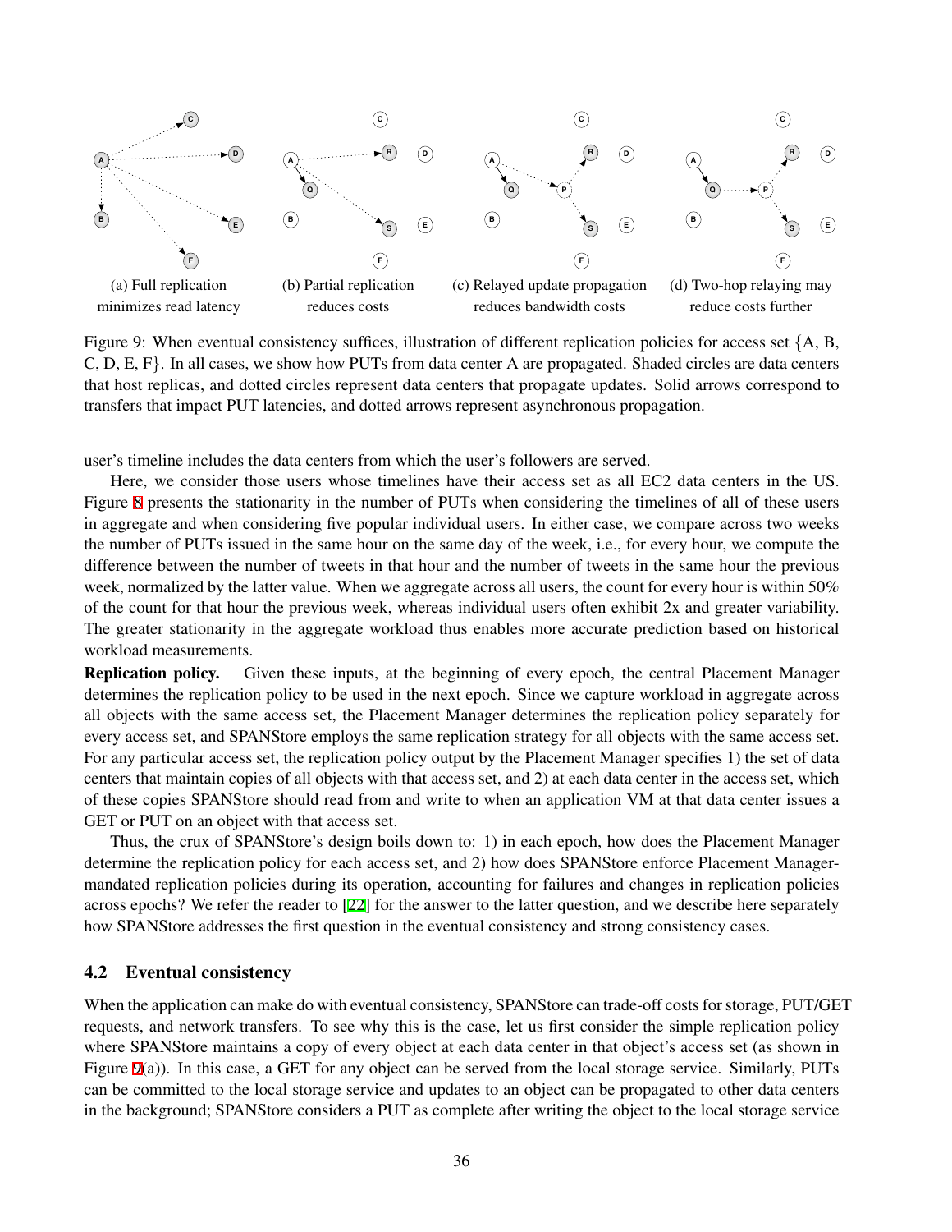(a) Full replication minimizes read latency

(b) Partial replication reduces costs

(c) Relayed update propagation reduces bandwidth costs

(d) Two-hop relaying may reduce costs further

Figure 9: When eventual consistency suffices, illustration of different replication policies for access set {A, B, C, D, E, F}. In all cases, we show how PUTs from data center A are propagated. Shaded circles are data centers that host replicas, and dotted circles represent data centers that propagate updates. Solid arrows correspond to transfers that impact PUT latencies, and dotted arrows represent asynchronous propagation.

user's timeline includes the data centers from which the user's followers are served.

Here, we consider those users whose timelines have their access set as all EC2 data centers in the US. Figure 8 presents the stationarity in the number of PUTs when considering the timelines of all of these users in aggregate and when considering five popular individual users. In either case, we compare across two weeks the number of PUTs issued in the same hour on the same day of the week, i.e., for every hour, we compute the difference between the number of tweets in that hour and the number of tweets in the same hour the previous week, normalized by the latter value. When we aggregate across all users, the count for every hour is within 50% of the count for that hour the previous week, whereas individual users often exhibit 2x and greater variability. The greater stationarity in the aggregate workload thus enables more accurate prediction based on historical workload measurements.

**Replication policy.** Given these inputs, at the beginning of every epoch, the central Placement Manager determines the replication policy to be used in the next epoch. Since we capture workload in aggregate across all objects with the same access set, the Placement Manager determines the replication policy separately for every access set, and SPANStore employs the same replication strategy for all objects with the same access set. For any particular access set, the replication policy output by the Placement Manager specifies 1) the set of data centers that maintain copies of all objects with that access set, and 2) at each data center in the access set, which of these copies SPANStore should read from and write to when an application VM at that data center issues a GET or PUT on an object with that access set.

Thus, the crux of SPANStore's design boils down to: 1) in each epoch, how does the Placement Manager determine the replication policy for each access set, and 2) how does SPANStore enforce Placement Manager-mandated replication policies during its operation, accounting for failures and changes in replication policies across epochs? We refer the reader to [22] for the answer to the latter question, and we describe here separately how SPANStore addresses the first question in the eventual consistency and strong consistency cases.

### 4.2 Eventual consistency

When the application can make do with eventual consistency, SPANStore can trade-off costs for storage, PUT/GET requests, and network transfers. To see why this is the case, let us first consider the simple replication policy where SPANStore maintains a copy of every object at each data center in that object's access set (as shown in Figure 9(a)). In this case, a GET for any object can be served from the local storage service. Similarly, PUTs can be committed to the local storage service and updates to an object can be propagated to other data centers in the background; SPANStore considers a PUT as complete after writing the object to the local storage service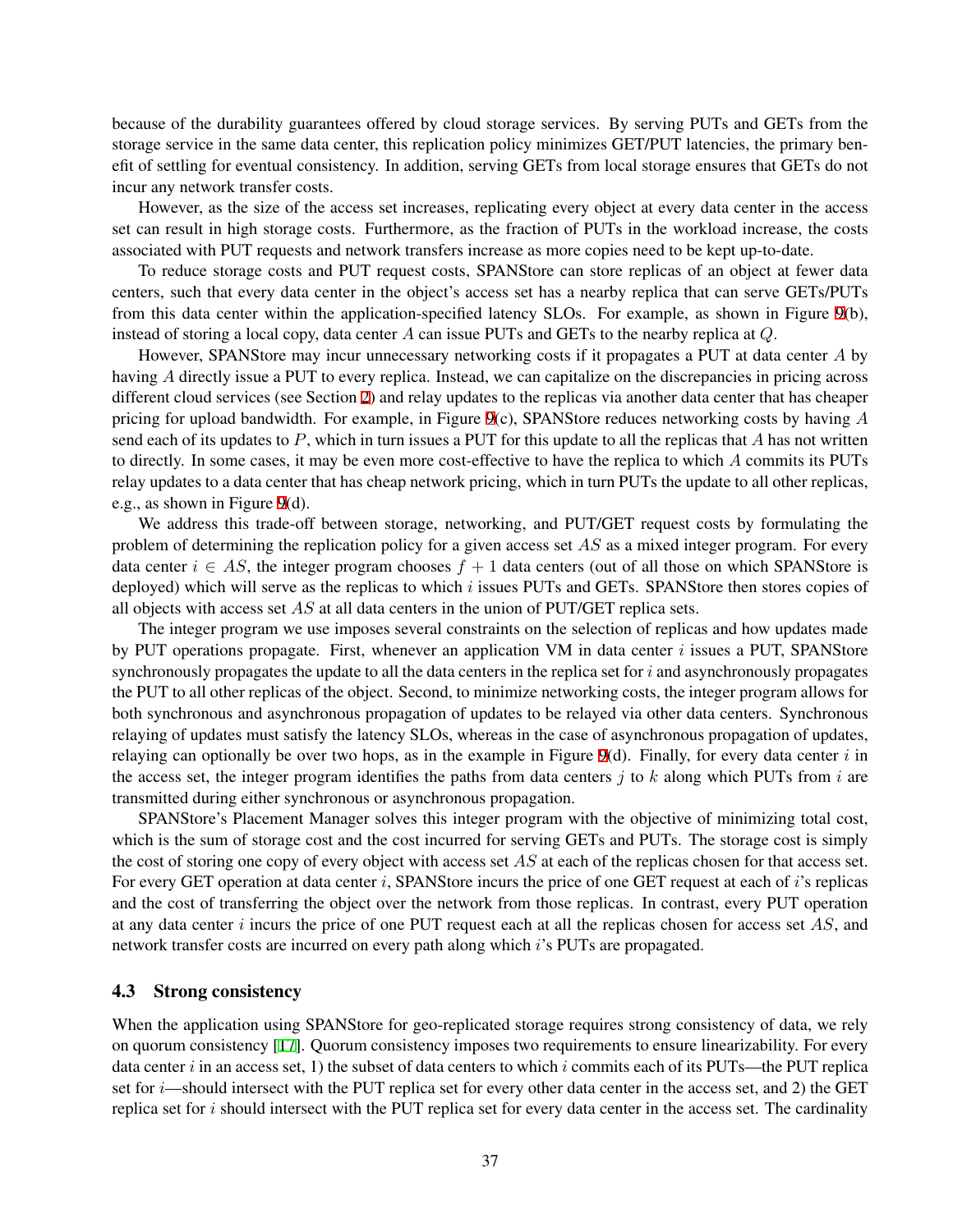because of the durability guarantees offered by cloud storage services. By serving PUTs and GETs from the storage service in the same data center, this replication policy minimizes GET/PUT latencies, the primary benefit of settling for eventual consistency. In addition, serving GETs from local storage ensures that GETs do not incur any network transfer costs.

However, as the size of the access set increases, replicating every object at every data center in the access set can result in high storage costs. Furthermore, as the fraction of PUTs in the workload increase, the costs associated with PUT requests and network transfers increase as more copies need to be kept up-to-date.

To reduce storage costs and PUT request costs, SPANStore can store replicas of an object at fewer data centers, such that every data center in the object's access set has a nearby replica that can serve GETs/PUTs from this data center within the application-specified latency SLOs. For example, as shown in Figure 9(b), instead of storing a local copy, data center $A$ can issue PUTs and GETs to the nearby replica at $Q$.

However, SPANStore may incur unnecessary networking costs if it propagates a PUT at data center $A$ by having $A$ directly issue a PUT to every replica. Instead, we can capitalize on the discrepancies in pricing across different cloud services (see Section 2) and relay updates to the replicas via another data center that has cheaper pricing for upload bandwidth. For example, in Figure 9(c), SPANStore reduces networking costs by having $A$ send each of its updates to $P$, which in turn issues a PUT for this update to all the replicas that $A$ has not written to directly. In some cases, it may be even more cost-effective to have the replica to which $A$ commits its PUTs relay updates to a data center that has cheap network pricing, which in turn PUTs the update to all other replicas, e.g., as shown in Figure 9(d).

We address this trade-off between storage, networking, and PUT/GET request costs by formulating the problem of determining the replication policy for a given access set $AS$ as a mixed integer program. For every data center $i \in AS$, the integer program chooses $f + 1$ data centers (out of all those on which SPANStore is deployed) which will serve as the replicas to which $i$ issues PUTs and GETs. SPANStore then stores copies of all objects with access set $AS$ at all data centers in the union of PUT/GET replica sets.

The integer program we use imposes several constraints on the selection of replicas and how updates made by PUT operations propagate. First, whenever an application VM in data center $i$ issues a PUT, SPANStore synchronously propagates the update to all the data centers in the replica set for $i$ and asynchronously propagates the PUT to all other replicas of the object. Second, to minimize networking costs, the integer program allows for both synchronous and asynchronous propagation of updates to be relayed via other data centers. Synchronous relaying of updates must satisfy the latency SLOs, whereas in the case of asynchronous propagation of updates, relaying can optionally be over two hops, as in the example in Figure 9(d). Finally, for every data center $i$ in the access set, the integer program identifies the paths from data centers $j$ to $k$ along which PUTs from $i$ are transmitted during either synchronous or asynchronous propagation.

SPANStore's Placement Manager solves this integer program with the objective of minimizing total cost, which is the sum of storage cost and the cost incurred for serving GETs and PUTs. The storage cost is simply the cost of storing one copy of every object with access set $AS$ at each of the replicas chosen for that access set. For every GET operation at data center $i$, SPANStore incurs the price of one GET request at each of $i$'s replicas and the cost of transferring the object over the network from those replicas. In contrast, every PUT operation at any data center $i$ incurs the price of one PUT request each at all the replicas chosen for access set $AS$, and network transfer costs are incurred on every path along which $i$'s PUTs are propagated.

### 4.3 Strong consistency

When the application using SPANStore for geo-replicated storage requires strong consistency of data, we rely on quorum consistency [17]. Quorum consistency imposes two requirements to ensure linearizability. For every data center $i$ in an access set, 1) the subset of data centers to which $i$ commits each of its PUTs—the PUT replica set for $i$—should intersect with the PUT replica set for every other data center in the access set, and 2) the GET replica set for $i$ should intersect with the PUT replica set for every data center in the access set. The cardinality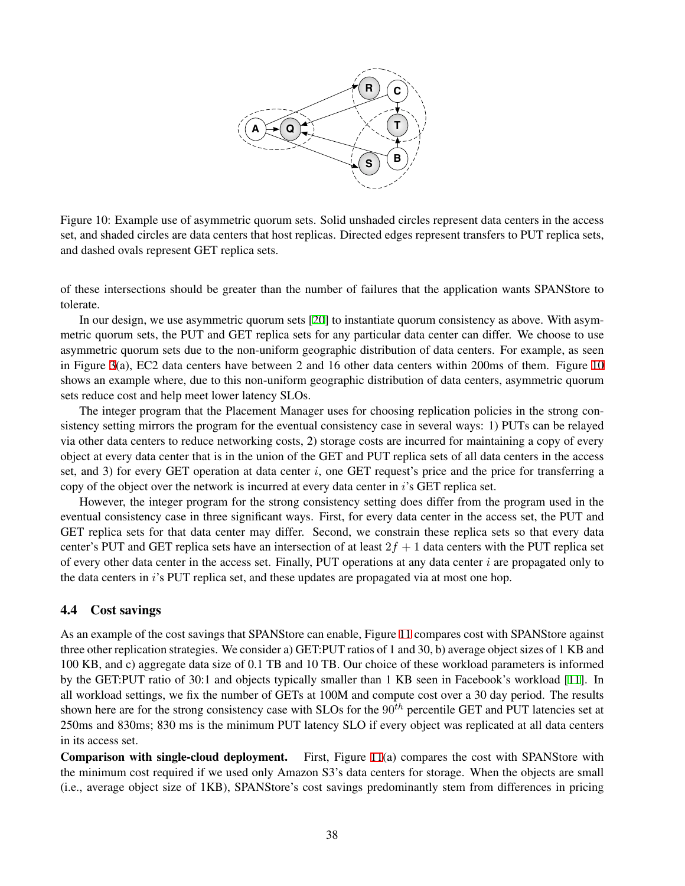Figure 10: Example use of asymmetric quorum sets. Solid unshaded circles represent data centers in the access set, and shaded circles are data centers that host replicas. Directed edges represent transfers to PUT replica sets, and dashed ovals represent GET replica sets.

of these intersections should be greater than the number of failures that the application wants SPANStore to tolerate.

In our design, we use asymmetric quorum sets [20] to instantiate quorum consistency as above. With asymmetric quorum sets, the PUT and GET replica sets for any particular data center can differ. We choose to use asymmetric quorum sets due to the non-uniform geographic distribution of data centers. For example, as seen in Figure 3(a), EC2 data centers have between 2 and 16 other data centers within 200ms of them. Figure 10 shows an example where, due to this non-uniform geographic distribution of data centers, asymmetric quorum sets reduce cost and help meet lower latency SLOs.

The integer program that the Placement Manager uses for choosing replication policies in the strong consistency setting mirrors the program for the eventual consistency case in several ways: 1) PUTs can be relayed via other data centers to reduce networking costs, 2) storage costs are incurred for maintaining a copy of every object at every data center that is in the union of the GET and PUT replica sets of all data centers in the access set, and 3) for every GET operation at data center $i$, one GET request's price and the price for transferring a copy of the object over the network is incurred at every data center in $i$'s GET replica set.

However, the integer program for the strong consistency setting does differ from the program used in the eventual consistency case in three significant ways. First, for every data center in the access set, the PUT and GET replica sets for that data center may differ. Second, we constrain these replica sets so that every data center's PUT and GET replica sets have an intersection of at least $2f + 1$ data centers with the PUT replica set of every other data center in the access set. Finally, PUT operations at any data center $i$ are propagated only to the data centers in $i$'s PUT replica set, and these updates are propagated via at most one hop.

### 4.4 Cost savings

As an example of the cost savings that SPANStore can enable, Figure 11 compares cost with SPANStore against three other replication strategies. We consider a) GET:PUT ratios of 1 and 30, b) average object sizes of 1 KB and 100 KB, and c) aggregate data size of 0.1 TB and 10 TB. Our choice of these workload parameters is informed by the GET:PUT ratio of 30:1 and objects typically smaller than 1 KB seen in Facebook's workload [11]. In all workload settings, we fix the number of GETs at 100M and compute cost over a 30 day period. The results shown here are for the strong consistency case with SLOs for the $90^{th}$ percentile GET and PUT latencies set at 250ms and 830ms; 830 ms is the minimum PUT latency SLO if every object was replicated at all data centers in its access set.

**Comparison with single-cloud deployment.** First, Figure 11(a) compares the cost with SPANStore with the minimum cost required if we used only Amazon S3's data centers for storage. When the objects are small (i.e., average object size of 1KB), SPANStore's cost savings predominantly stem from differences in pricing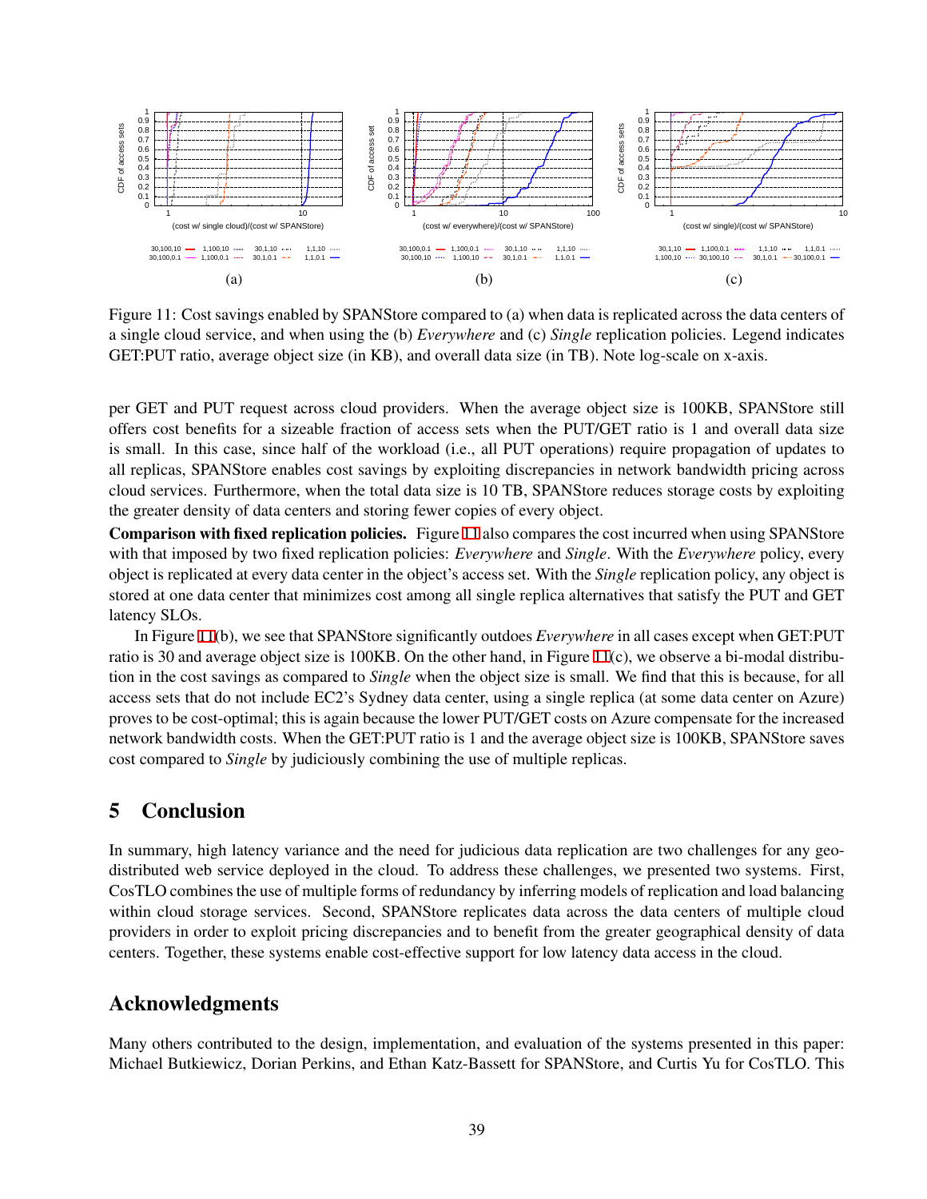Figure 11: Cost savings enabled by SPANStore compared to (a) when data is replicated across the data centers of a single cloud service, and when using the (b) *Everywhere* and (c) *Single* replication policies. Legend indicates GET:PUT ratio, average object size (in KB), and overall data size (in TB). Note log-scale on x-axis.

per GET and PUT request across cloud providers. When the average object size is 100KB, SPANStore still offers cost benefits for a sizeable fraction of access sets when the PUT/GET ratio is 1 and overall data size is small. In this case, since half of the workload (i.e., all PUT operations) require propagation of updates to all replicas, SPANStore enables cost savings by exploiting discrepancies in network bandwidth pricing across cloud services. Furthermore, when the total data size is 10 TB, SPANStore reduces storage costs by exploiting the greater density of data centers and storing fewer copies of every object.

**Comparison with fixed replication policies.** Figure 11 also compares the cost incurred when using SPANStore with that imposed by two fixed replication policies: *Everywhere* and *Single*. With the *Everywhere* policy, every object is replicated at every data center in the object's access set. With the *Single* replication policy, any object is stored at one data center that minimizes cost among all single replica alternatives that satisfy the PUT and GET latency SLOs.

In Figure 11(b), we see that SPANStore significantly outdoes *Everywhere* in all cases except when GET:PUT ratio is 30 and average object size is 100KB. On the other hand, in Figure 11(c), we observe a bi-modal distribution in the cost savings as compared to *Single* when the object size is small. We find that this is because, for all access sets that do not include EC2's Sydney data center, using a single replica (at some data center on Azure) proves to be cost-optimal; this is again because the lower PUT/GET costs on Azure compensate for the increased network bandwidth costs. When the GET:PUT ratio is 1 and the average object size is 100KB, SPANStore saves cost compared to *Single* by judiciously combining the use of multiple replicas.

## 5 Conclusion

In summary, high latency variance and the need for judicious data replication are two challenges for any geo-distributed web service deployed in the cloud. To address these challenges, we presented two systems. First, CosTLO combines the use of multiple forms of redundancy by inferring models of replication and load balancing within cloud storage services. Second, SPANStore replicates data across the data centers of multiple cloud providers in order to exploit pricing discrepancies and to benefit from the greater geographical density of data centers. Together, these systems enable cost-effective support for low latency data access in the cloud.

## Acknowledgments

Many others contributed to the design, implementation, and evaluation of the systems presented in this paper: Michael Butkiewicz, Dorian Perkins, and Ethan Katz-Bassett for SPANStore, and Curtis Yu for CosTLO. This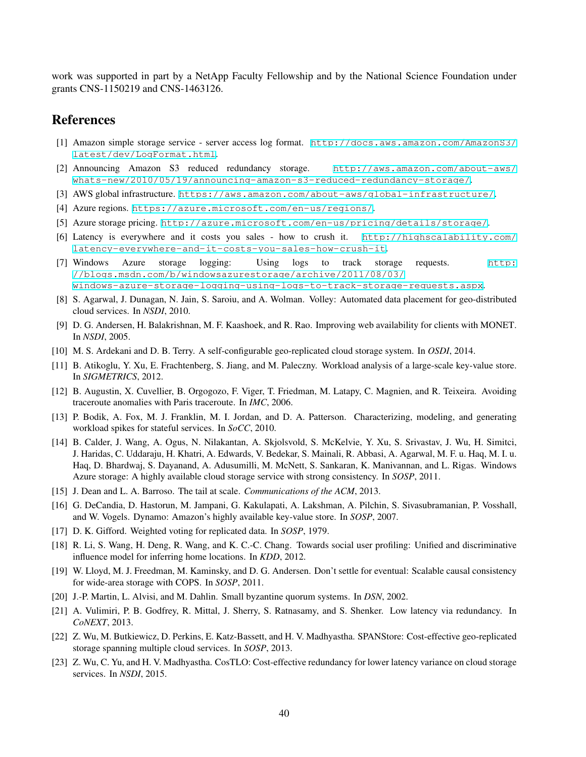work was supported in part by a NetApp Faculty Fellowship and by the National Science Foundation under grants CNS-1150219 and CNS-1463126.

## References

[1] Amazon simple storage service - server access log format. http://docs.aws.amazon.com/AmazonS3/latest/dev/LogFormat.html.

[2] Announcing Amazon S3 reduced redundancy storage. http://aws.amazon.com/about-aws/whats-new/2010/05/19/announcing-amazon-s3-reduced-redundancy-storage/.

[3] AWS global infrastructure. https://aws.amazon.com/about-aws/global-infrastructure/.

[4] Azure regions. https://azure.microsoft.com/en-us/regions/.

[5] Azure storage pricing. http://azure.microsoft.com/en-us/pricing/details/storage/.

[6] Latency is everywhere and it costs you sales - how to crush it. http://highscalability.com/latency-everywhere-and-it-costs-you-sales-how-crush-it.

[7] Windows Azure storage logging: Using logs to track storage requests. http://blogs.msdn.com/b/windowsazurestorage/archive/2011/08/03/windows-azure-storage-logging-using-logs-to-track-storage-requests.aspx.

[8] S. Agarwal, J. Dunagan, N. Jain, S. Saroiu, and A. Wolman. Volley: Automated data placement for geo-distributed cloud services. In *NSDI*, 2010.

[9] D. G. Andersen, H. Balakrishnan, M. F. Kaashoek, and R. Rao. Improving web availability for clients with MONET. In *NSDI*, 2005.

[10] M. S. Ardekani and D. B. Terry. A self-configurable geo-replicated cloud storage system. In *OSDI*, 2014.

[11] B. Atikoglu, Y. Xu, E. Frachtenberg, S. Jiang, and M. Paleczny. Workload analysis of a large-scale key-value store. In *SIGMETRICS*, 2012.

[12] B. Augustin, X. Cuvellier, B. Orgogozo, F. Viger, T. Friedman, M. Latapy, C. Magnien, and R. Teixeira. Avoiding traceroute anomalies with Paris traceroute. In *IMC*, 2006.

[13] P. Bodik, A. Fox, M. J. Franklin, M. I. Jordan, and D. A. Patterson. Characterizing, modeling, and generating workload spikes for stateful services. In *SoCC*, 2010.

[14] B. Calder, J. Wang, A. Ogus, N. Nilakantan, A. Skjolsvold, S. McKelvie, Y. Xu, S. Srivastav, J. Wu, H. Simitci, J. Haridas, C. Uddaraju, H. Khatri, A. Edwards, V. Bedekar, S. Mainali, R. Abbasi, A. Agarwal, M. F. u. Haq, M. I. u. Haq, D. Bhardwaj, S. Dayanand, A. Adusumilli, M. McNett, S. Sankaran, K. Manivannan, and L. Rigas. Windows Azure storage: A highly available cloud storage service with strong consistency. In *SOSP*, 2011.

[15] J. Dean and L. A. Barroso. The tail at scale. *Communications of the ACM*, 2013.

[16] G. DeCandia, D. Hastorun, M. Jampani, G. Kakulapati, A. Lakshman, A. Pilchin, S. Sivasubramanian, P. Vosshall, and W. Vogels. Dynamo: Amazon's highly available key-value store. In *SOSP*, 2007.

[17] D. K. Gifford. Weighted voting for replicated data. In *SOSP*, 1979.

[18] R. Li, S. Wang, H. Deng, R. Wang, and K. C.-C. Chang. Towards social user profiling: Unified and discriminative influence model for inferring home locations. In *KDD*, 2012.

[19] W. Lloyd, M. J. Freedman, M. Kaminsky, and D. G. Andersen. Don't settle for eventual: Scalable causal consistency for wide-area storage with COPS. In *SOSP*, 2011.

[20] J.-P. Martin, L. Alvisi, and M. Dahlin. Small byzantine quorum systems. In *DSN*, 2002.

[21] A. Vulimiri, P. B. Godfrey, R. Mittal, J. Sherry, S. Ratnasamy, and S. Shenker. Low latency via redundancy. In *CoNEXT*, 2013.

[22] Z. Wu, M. Butkiewicz, D. Perkins, E. Katz-Bassett, and H. V. Madhyastha. SPANStore: Cost-effective geo-replicated storage spanning multiple cloud services. In *SOSP*, 2013.

[23] Z. Wu, C. Yu, and H. V. Madhyastha. CosTLO: Cost-effective redundancy for lower latency variance on cloud storage services. In *NSDI*, 2015.